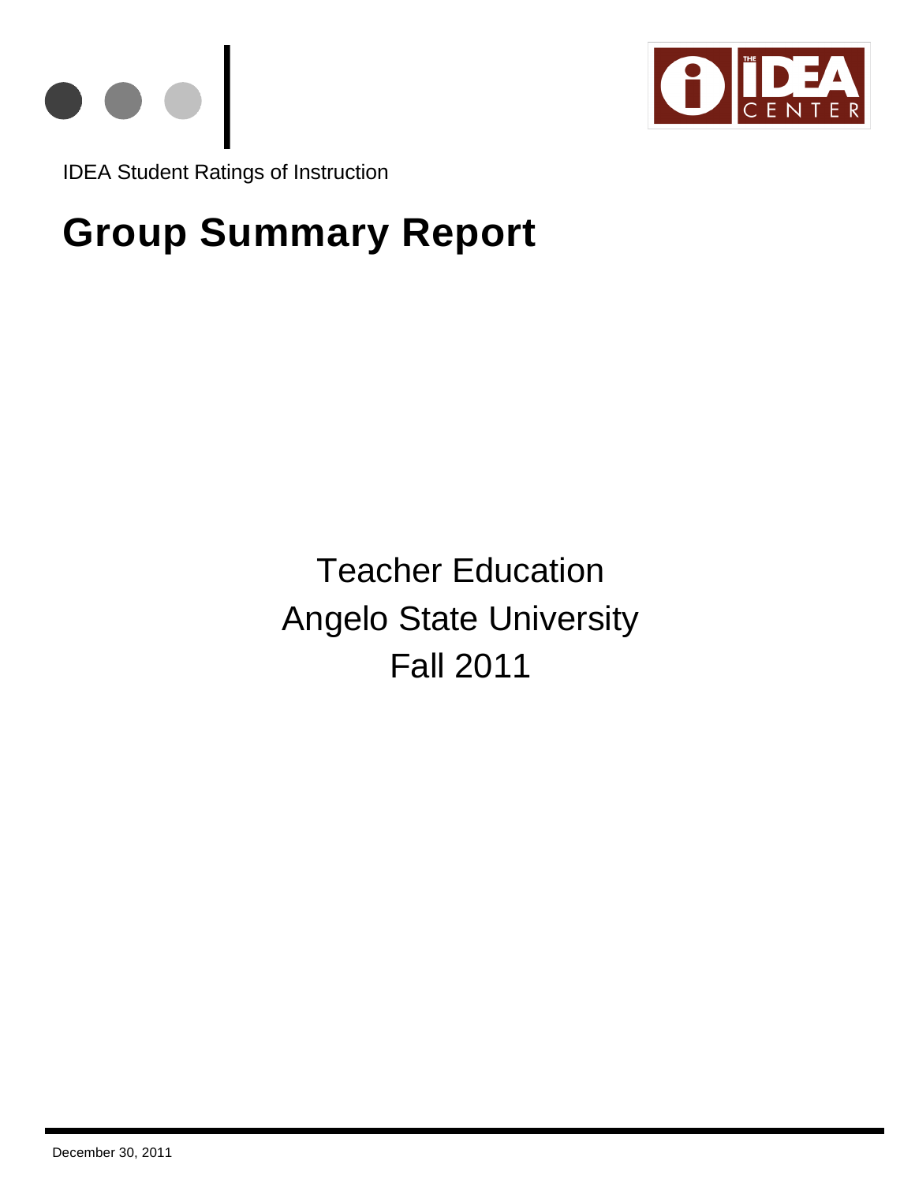IDEA Student Ratings of Instruction

# Group Summary Report

Teacher Education

Angelo State University

Fall 2011

December 30, 2011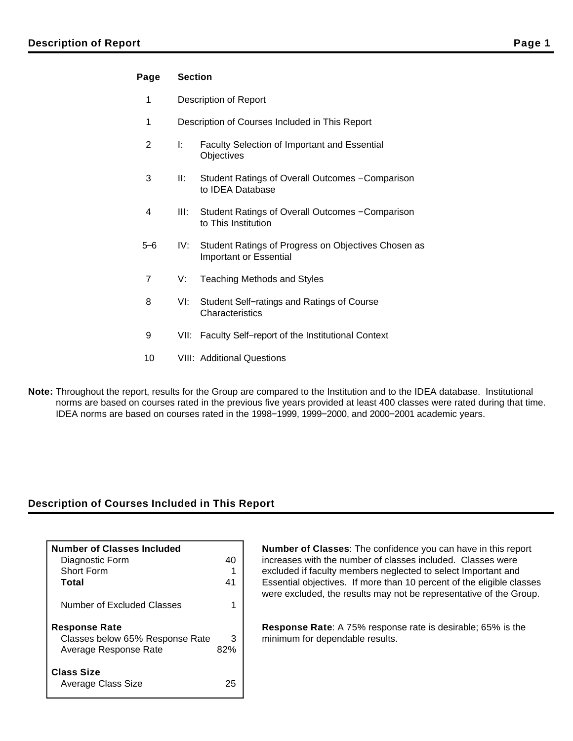## Description of Report

| Page | Section | |
|---|---|---|
| 1 | Description of Report | |
| 1 | Description of Courses Included in This Report | |
| 2 | I: | Faculty Selection of Important and Essential Objectives |
| 3 | II: | Student Ratings of Overall Outcomes −Comparison to IDEA Database |
| 4 | III: | Student Ratings of Overall Outcomes −Comparison to This Institution |
| 5–6 | IV: | Student Ratings of Progress on Objectives Chosen as Important or Essential |
| 7 | V: | Teaching Methods and Styles |
| 8 | VI: | Student Self−ratings and Ratings of Course Characteristics |
| 9 | VII: | Faculty Self−report of the Institutional Context |
| 10 | VIII: | Additional Questions |

**Note:** Throughout the report, results for the Group are compared to the Institution and to the IDEA database. Institutional norms are based on courses rated in the previous five years provided at least 400 classes were rated during that time. IDEA norms are based on courses rated in the 1998−1999, 1999−2000, and 2000−2001 academic years.

## Description of Courses Included in This Report

| **Number of Classes Included** | |
|---|---|
| Diagnostic Form | 40 |
| Short Form | 1 |
| **Total** | 41 |
| Number of Excluded Classes | 1 |
| **Response Rate** | |
| Classes below 65% Response Rate | 3 |
| Average Response Rate | 82% |
| **Class Size** | |
| Average Class Size | 25 |

**Number of Classes**: The confidence you can have in this report increases with the number of classes included. Classes were excluded if faculty members neglected to select Important and Essential objectives. If more than 10 percent of the eligible classes were excluded, the results may not be representative of the Group.

**Response Rate**: A 75% response rate is desirable; 65% is the minimum for dependable results.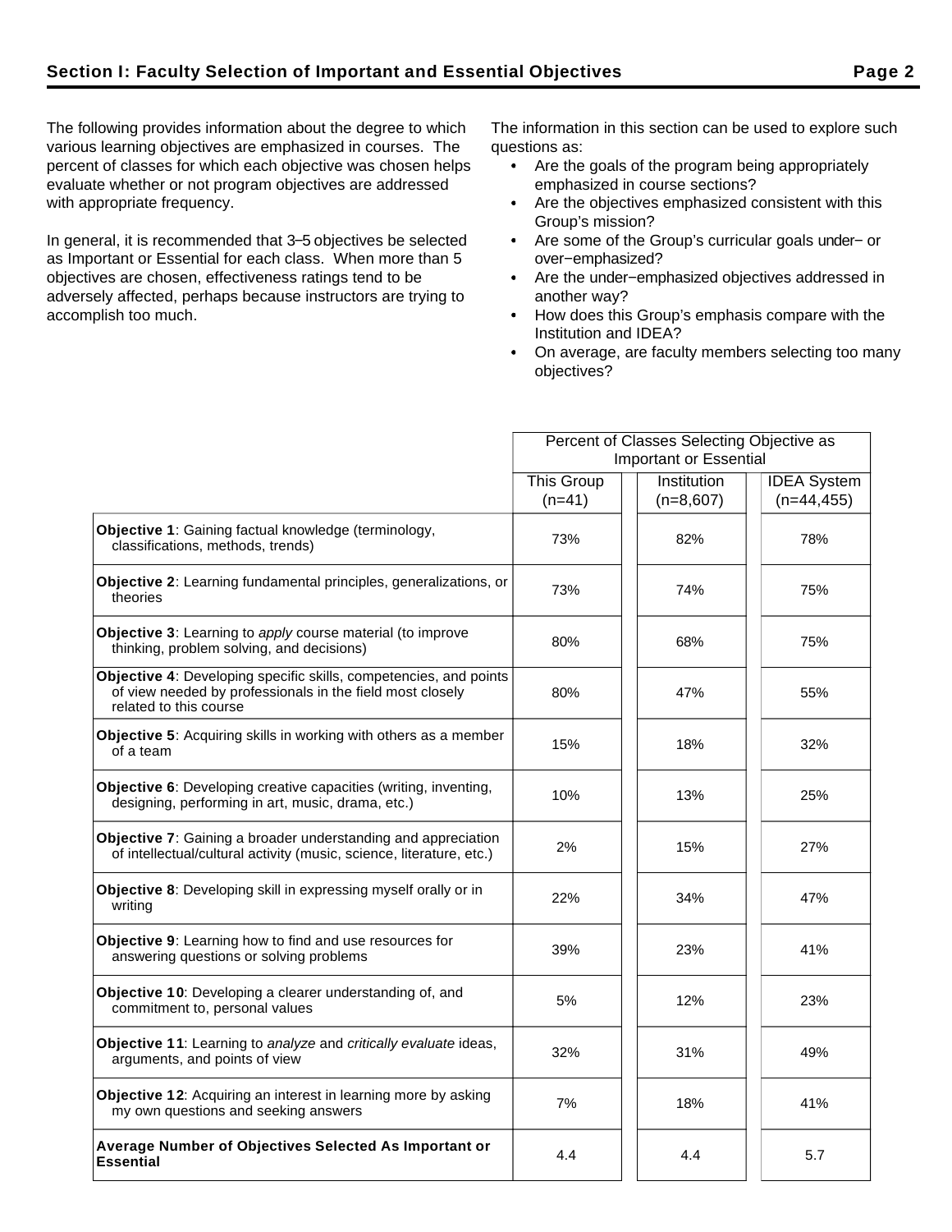## Section I: Faculty Selection of Important and Essential Objectives

The following provides information about the degree to which various learning objectives are emphasized in courses. The percent of classes for which each objective was chosen helps evaluate whether or not program objectives are addressed with appropriate frequency.

In general, it is recommended that 3–5 objectives be selected as Important or Essential for each class. When more than 5 objectives are chosen, effectiveness ratings tend to be adversely affected, perhaps because instructors are trying to accomplish too much.

The information in this section can be used to explore such questions as:

- Are the goals of the program being appropriately emphasized in course sections?
- Are the objectives emphasized consistent with this Group's mission?
- Are some of the Group's curricular goals under− or over−emphasized?
- Are the under−emphasized objectives addressed in another way?
- How does this Group's emphasis compare with the Institution and IDEA?
- On average, are faculty members selecting too many objectives?

| | Percent of Classes Selecting Objective as Important or Essential | | |
|---|---|---|---|
| | This Group (n=41) | Institution (n=8,607) | IDEA System (n=44,455) |
| **Objective 1**: Gaining factual knowledge (terminology, classifications, methods, trends) | 73% | 82% | 78% |
| **Objective 2**: Learning fundamental principles, generalizations, or theories | 73% | 74% | 75% |
| **Objective 3**: Learning to *apply* course material (to improve thinking, problem solving, and decisions) | 80% | 68% | 75% |
| **Objective 4**: Developing specific skills, competencies, and points of view needed by professionals in the field most closely related to this course | 80% | 47% | 55% |
| **Objective 5**: Acquiring skills in working with others as a member of a team | 15% | 18% | 32% |
| **Objective 6**: Developing creative capacities (writing, inventing, designing, performing in art, music, drama, etc.) | 10% | 13% | 25% |
| **Objective 7**: Gaining a broader understanding and appreciation of intellectual/cultural activity (music, science, literature, etc.) | 2% | 15% | 27% |
| **Objective 8**: Developing skill in expressing myself orally or in writing | 22% | 34% | 47% |
| **Objective 9**: Learning how to find and use resources for answering questions or solving problems | 39% | 23% | 41% |
| **Objective 10**: Developing a clearer understanding of, and commitment to, personal values | 5% | 12% | 23% |
| **Objective 11**: Learning to *analyze* and *critically evaluate* ideas, arguments, and points of view | 32% | 31% | 49% |
| **Objective 12**: Acquiring an interest in learning more by asking my own questions and seeking answers | 7% | 18% | 41% |
| **Average Number of Objectives Selected As Important or Essential** | 4.4 | 4.4 | 5.7 |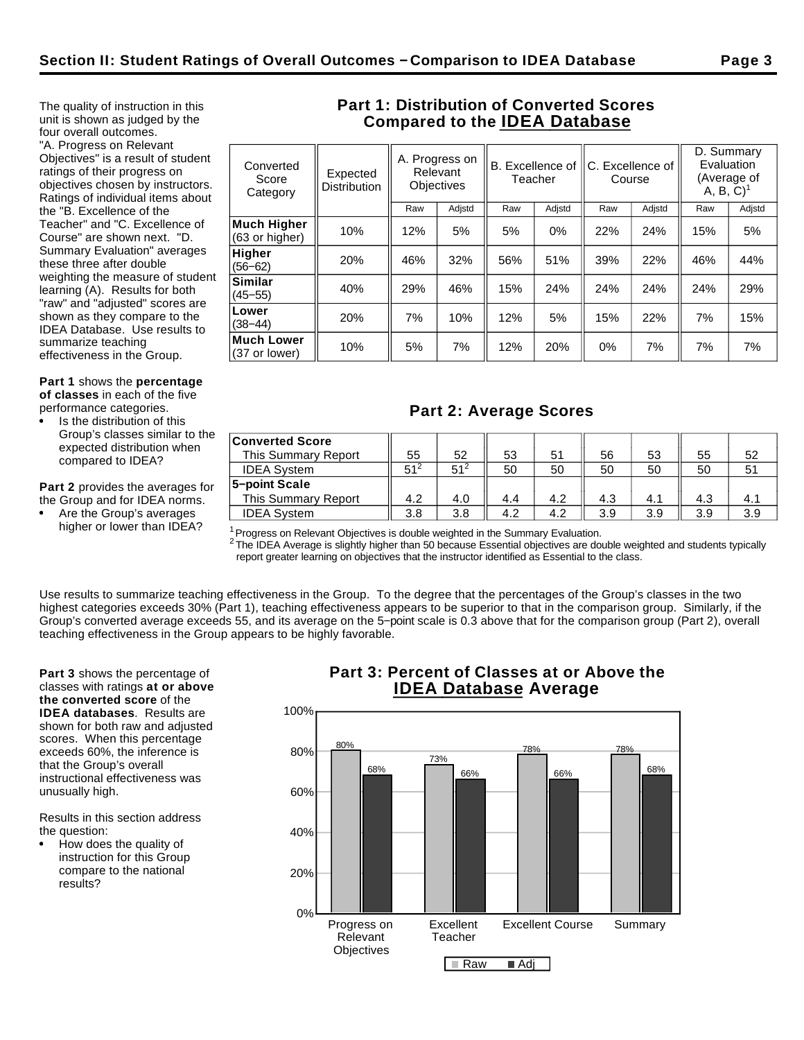## Section II: Student Ratings of Overall Outcomes − Comparison to IDEA Database

The quality of instruction in this unit is shown as judged by the four overall outcomes. "A. Progress on Relevant Objectives" is a result of student ratings of their progress on objectives chosen by instructors. Ratings of individual items about the "B. Excellence of the Teacher" and "C. Excellence of Course" are shown next. "D. Summary Evaluation" averages these three after double weighting the measure of student learning (A). Results for both "raw" and "adjusted" scores are shown as they compare to the IDEA Database. Use results to summarize teaching effectiveness in the Group.

**Part 1** shows the **percentage of classes** in each of the five performance categories.

- Is the distribution of this Group's classes similar to the expected distribution when compared to IDEA?

**Part 2** provides the averages for the Group and for IDEA norms.

- Are the Group's averages higher or lower than IDEA?

### Part 1: Distribution of Converted Scores Compared to the IDEA Database

| Converted Score Category | Expected Distribution | A. Progress on Relevant Objectives | | B. Excellence of Teacher | | C. Excellence of Course | | D. Summary Evaluation (Average of A, B, C)[1] | |
|---|---|---|---|---|---|---|---|---|---|
| | | Raw | Adjstd | Raw | Adjstd | Raw | Adjstd | Raw | Adjstd |
| **Much Higher** (63 or higher) | 10% | 12% | 5% | 5% | 0% | 22% | 24% | 15% | 5% |
| **Higher** (56−62) | 20% | 46% | 32% | 56% | 51% | 39% | 22% | 46% | 44% |
| **Similar** (45−55) | 40% | 29% | 46% | 15% | 24% | 24% | 24% | 24% | 29% |
| **Lower** (38−44) | 20% | 7% | 10% | 12% | 5% | 15% | 22% | 7% | 15% |
| **Much Lower** (37 or lower) | 10% | 5% | 7% | 12% | 20% | 0% | 7% | 7% | 7% |

### Part 2: Average Scores

| | A. Raw | A. Adjstd | B. Raw | B. Adjstd | C. Raw | C. Adjstd | D. Raw | D. Adjstd |
|---|---|---|---|---|---|---|---|---|
| **Converted Score** | | | | | | | | |
| This Summary Report | 55 | 52 | 53 | 51 | 56 | 53 | 55 | 52 |
| IDEA System | 51[2] | 51[2] | 50 | 50 | 50 | 50 | 50 | 51 |
| **5−point Scale** | | | | | | | | |
| This Summary Report | 4.2 | 4.0 | 4.4 | 4.2 | 4.3 | 4.1 | 4.3 | 4.1 |
| IDEA System | 3.8 | 3.8 | 4.2 | 4.2 | 3.9 | 3.9 | 3.9 | 3.9 |

[1] Progress on Relevant Objectives is double weighted in the Summary Evaluation.

[2] The IDEA Average is slightly higher than 50 because Essential objectives are double weighted and students typically report greater learning on objectives that the instructor identified as Essential to the class.

Use results to summarize teaching effectiveness in the Group. To the degree that the percentages of the Group's classes in the two highest categories exceeds 30% (Part 1), teaching effectiveness appears to be superior to that in the comparison group. Similarly, if the Group's converted average exceeds 55, and its average on the 5−point scale is 0.3 above that for the comparison group (Part 2), overall teaching effectiveness in the Group appears to be highly favorable.

**Part 3** shows the percentage of classes with ratings **at or above the converted score** of the **IDEA databases**. Results are shown for both raw and adjusted scores. When this percentage exceeds 60%, the inference is that the Group's overall instructional effectiveness was unusually high.

Results in this section address the question:

- How does the quality of instruction for this Group compare to the national results?

### Part 3: Percent of Classes at or Above the IDEA Database Average

| | Raw | Adj |
|---|---|---|
| Progress on Relevant Objectives | 80% | 68% |
| Excellent Teacher | 73% | 66% |
| Excellent Course | 78% | 66% |
| Summary | 78% | 68% |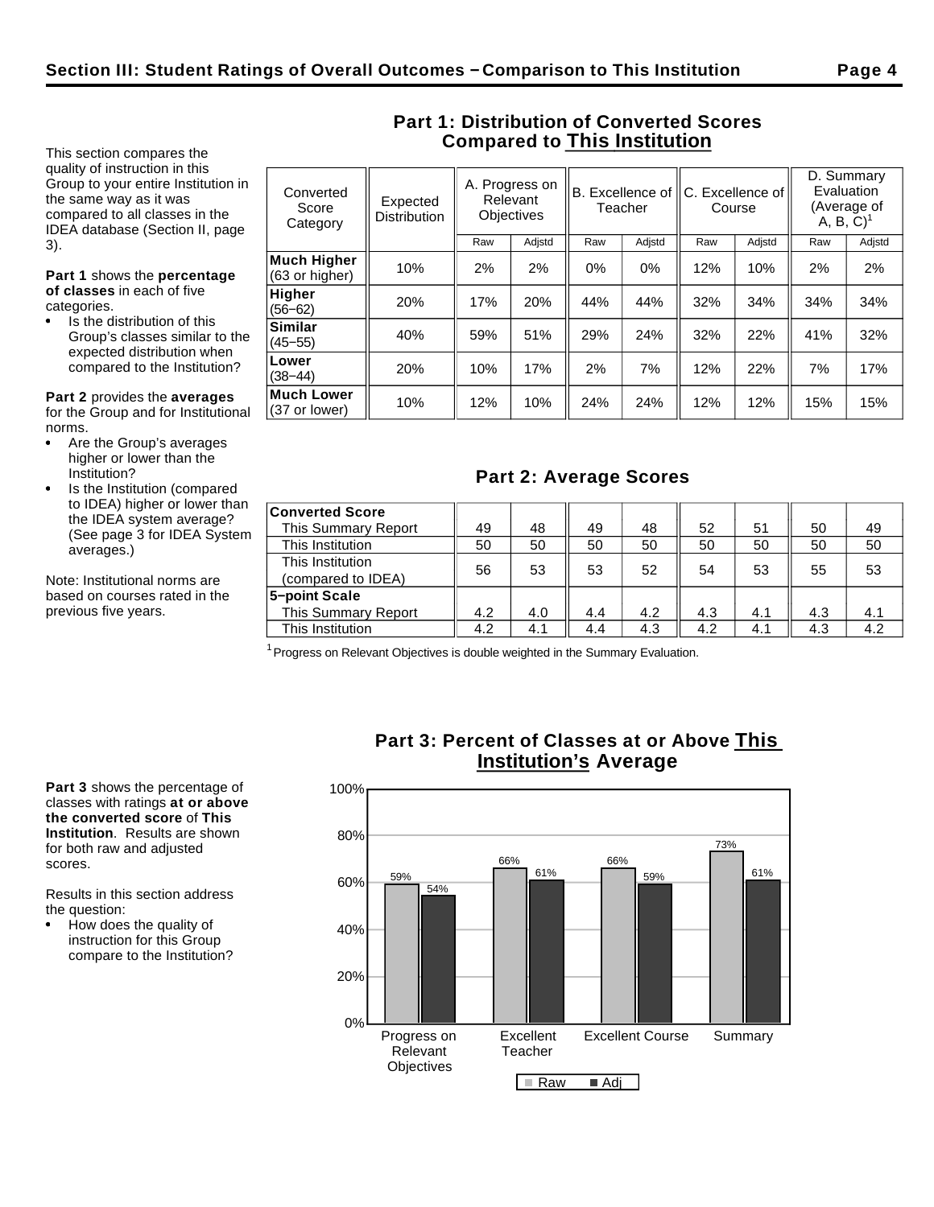## Section III: Student Ratings of Overall Outcomes – Comparison to This Institution

This section compares the quality of instruction in this Group to your entire Institution in the same way as it was compared to all classes in the IDEA database (Section II, page 3).

**Part 1** shows the **percentage of classes** in each of five categories.

- Is the distribution of this Group's classes similar to the expected distribution when compared to the Institution?

**Part 2** provides the **averages** for the Group and for Institutional norms.

- Are the Group's averages higher or lower than the Institution?
- Is the Institution (compared to IDEA) higher or lower than the IDEA system average? (See page 3 for IDEA System averages.)

Note: Institutional norms are based on courses rated in the previous five years.

### Part 1: Distribution of Converted Scores Compared to This Institution

| Converted Score Category | Expected Distribution | A. Progress on Relevant Objectives | | B. Excellence of Teacher | | C. Excellence of Course | | D. Summary Evaluation (Average of A, B, C)[1] | |
|---|---|---|---|---|---|---|---|---|---|
| | | Raw | Adjstd | Raw | Adjstd | Raw | Adjstd | Raw | Adjstd |
| **Much Higher** (63 or higher) | 10% | 2% | 2% | 0% | 0% | 12% | 10% | 2% | 2% |
| **Higher** (56–62) | 20% | 17% | 20% | 44% | 44% | 32% | 34% | 34% | 34% |
| **Similar** (45–55) | 40% | 59% | 51% | 29% | 24% | 32% | 22% | 41% | 32% |
| **Lower** (38–44) | 20% | 10% | 17% | 2% | 7% | 12% | 22% | 7% | 17% |
| **Much Lower** (37 or lower) | 10% | 12% | 10% | 24% | 24% | 12% | 12% | 15% | 15% |

### Part 2: Average Scores

| | A. Raw | A. Adjstd | B. Raw | B. Adjstd | C. Raw | C. Adjstd | D. Raw | D. Adjstd |
|---|---|---|---|---|---|---|---|---|
| **Converted Score** | | | | | | | | |
| This Summary Report | 49 | 48 | 49 | 48 | 52 | 51 | 50 | 49 |
| This Institution | 50 | 50 | 50 | 50 | 50 | 50 | 50 | 50 |
| This Institution (compared to IDEA) | 56 | 53 | 53 | 52 | 54 | 53 | 55 | 53 |
| **5-point Scale** | | | | | | | | |
| This Summary Report | 4.2 | 4.0 | 4.4 | 4.2 | 4.3 | 4.1 | 4.3 | 4.1 |
| This Institution | 4.2 | 4.1 | 4.4 | 4.3 | 4.2 | 4.1 | 4.3 | 4.2 |

[1] Progress on Relevant Objectives is double weighted in the Summary Evaluation.

**Part 3** shows the percentage of classes with ratings **at or above the converted score** of **This Institution**. Results are shown for both raw and adjusted scores.

Results in this section address the question:

- How does the quality of instruction for this Group compare to the Institution?

### Part 3: Percent of Classes at or Above This Institution's Average

| | Raw | Adj |
|---|---|---|
| Progress on Relevant Objectives | 59% | 54% |
| Excellent Teacher | 66% | 61% |
| Excellent Course | 66% | 59% |
| Summary | 73% | 61% |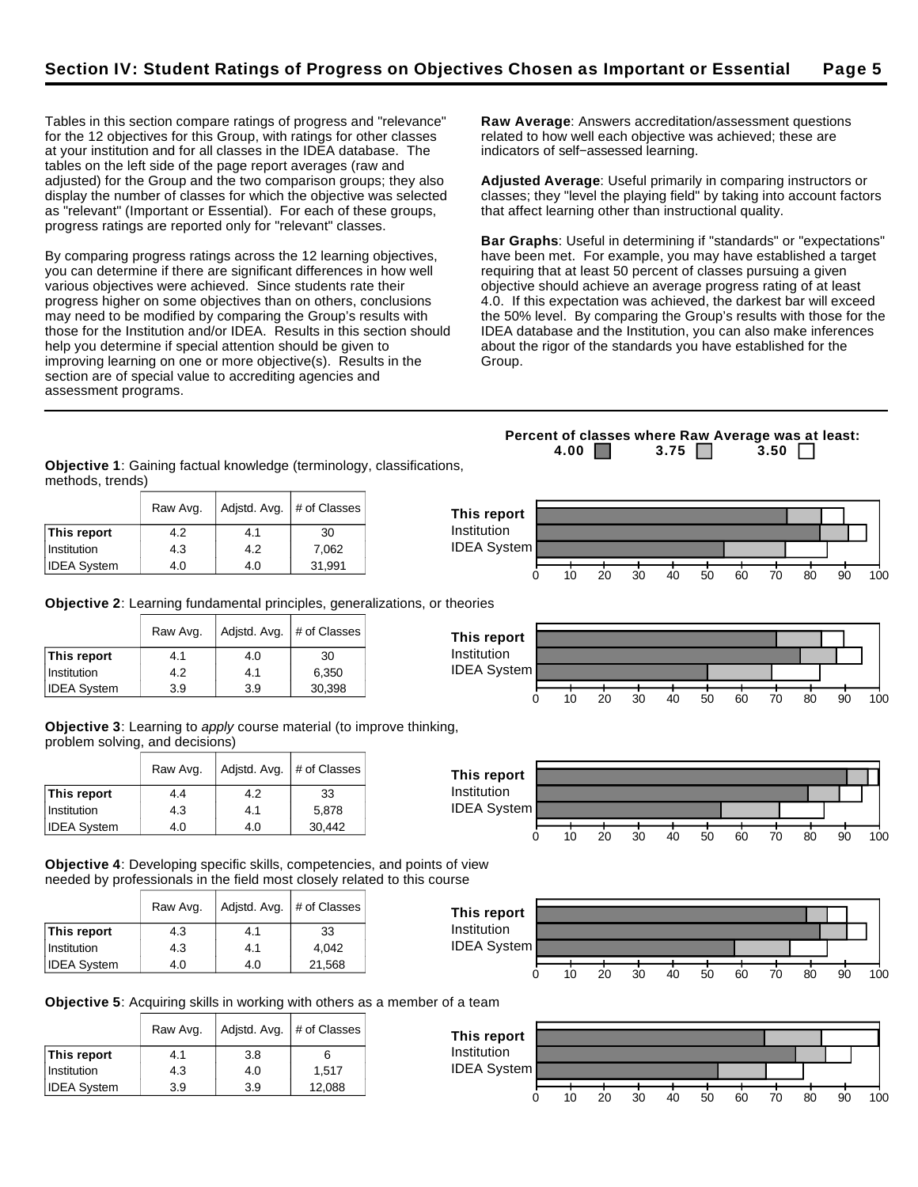## Section IV: Student Ratings of Progress on Objectives Chosen as Important or Essential

Tables in this section compare ratings of progress and "relevance" for the 12 objectives for this Group, with ratings for other classes at your institution and for all classes in the IDEA database. The tables on the left side of the page report averages (raw and adjusted) for the Group and the two comparison groups; they also display the number of classes for which the objective was selected as "relevant" (Important or Essential). For each of these groups, progress ratings are reported only for "relevant" classes.

By comparing progress ratings across the 12 learning objectives, you can determine if there are significant differences in how well various objectives were achieved. Since students rate their progress higher on some objectives than on others, conclusions may need to be modified by comparing the Group's results with those for the Institution and/or IDEA. Results in this section should help you determine if special attention should be given to improving learning on one or more objective(s). Results in the section are of special value to accrediting agencies and assessment programs.

**Raw Average**: Answers accreditation/assessment questions related to how well each objective was achieved; these are indicators of self−assessed learning.

**Adjusted Average**: Useful primarily in comparing instructors or classes; they "level the playing field" by taking into account factors that affect learning other than instructional quality.

**Bar Graphs**: Useful in determining if "standards" or "expectations" have been met. For example, you may have established a target requiring that at least 50 percent of classes pursuing a given objective should achieve an average progress rating of at least 4.0. If this expectation was achieved, the darkest bar will exceed the 50% level. By comparing the Group's results with those for the IDEA database and the Institution, you can also make inferences about the rigor of the standards you have established for the Group.

**Percent of classes where Raw Average was at least: 4.00, 3.75, 3.50**

**Objective 1**: Gaining factual knowledge (terminology, classifications, methods, trends)

| | Raw Avg. | Adjstd. Avg. | # of Classes |
|---|---|---|---|
| **This report** | 4.2 | 4.1 | 30 |
| Institution | 4.3 | 4.2 | 7,062 |
| IDEA System | 4.0 | 4.0 | 31,991 |

**Objective 2**: Learning fundamental principles, generalizations, or theories

| | Raw Avg. | Adjstd. Avg. | # of Classes |
|---|---|---|---|
| **This report** | 4.1 | 4.0 | 30 |
| Institution | 4.2 | 4.1 | 6,350 |
| IDEA System | 3.9 | 3.9 | 30,398 |

**Objective 3**: Learning to *apply* course material (to improve thinking, problem solving, and decisions)

| | Raw Avg. | Adjstd. Avg. | # of Classes |
|---|---|---|---|
| **This report** | 4.4 | 4.2 | 33 |
| Institution | 4.3 | 4.1 | 5,878 |
| IDEA System | 4.0 | 4.0 | 30,442 |

**Objective 4**: Developing specific skills, competencies, and points of view needed by professionals in the field most closely related to this course

| | Raw Avg. | Adjstd. Avg. | # of Classes |
|---|---|---|---|
| **This report** | 4.3 | 4.1 | 33 |
| Institution | 4.3 | 4.1 | 4,042 |
| IDEA System | 4.0 | 4.0 | 21,568 |

**Objective 5**: Acquiring skills in working with others as a member of a team

| | Raw Avg. | Adjstd. Avg. | # of Classes |
|---|---|---|---|
| **This report** | 4.1 | 3.8 | 6 |
| Institution | 4.3 | 4.0 | 1,517 |
| IDEA System | 3.9 | 3.9 | 12,088 |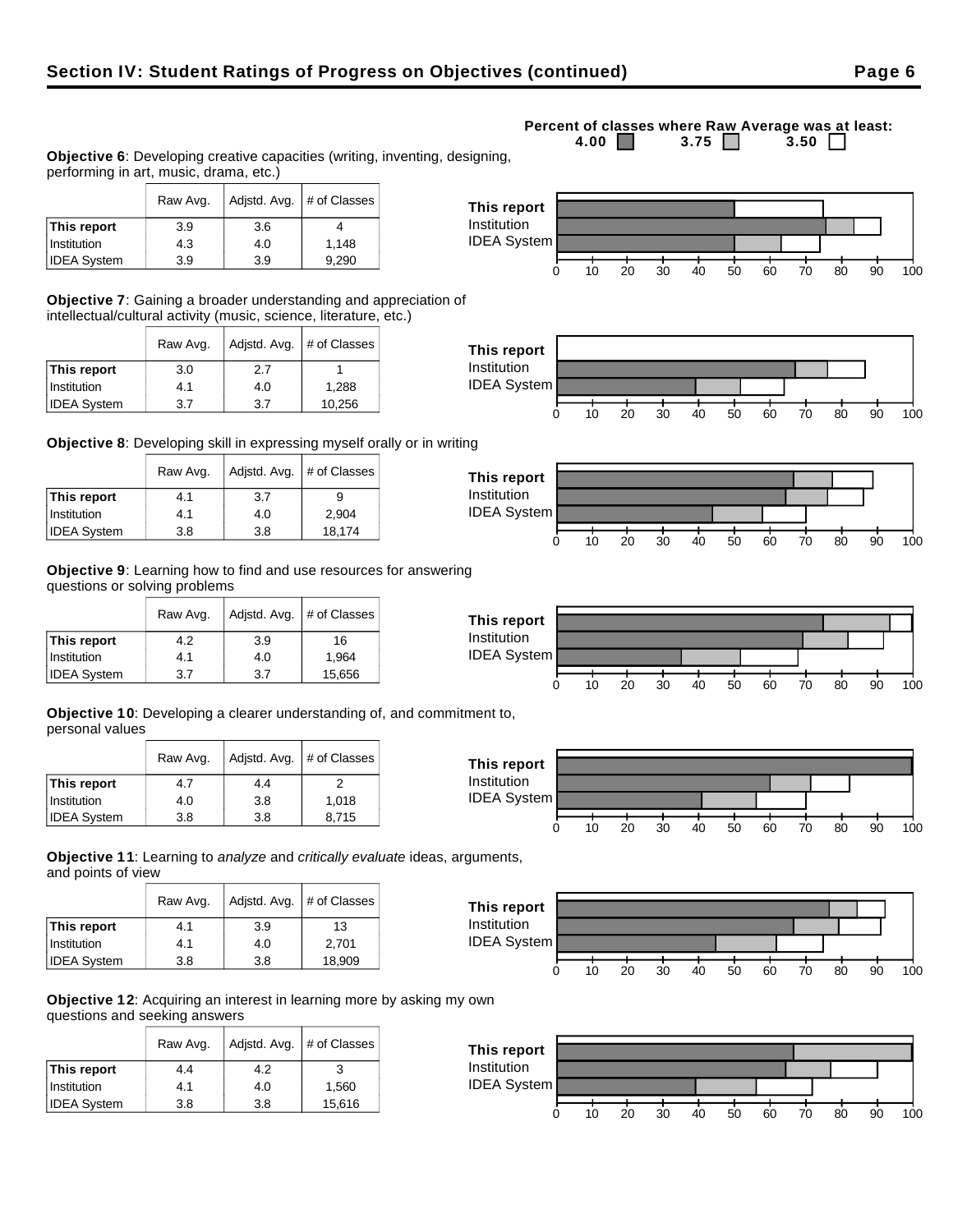## Section IV: Student Ratings of Progress on Objectives (continued)

Percent of classes where Raw Average was at least: 4.00 / 3.75 / 3.50

**Objective 6**: Developing creative capacities (writing, inventing, designing, performing in art, music, drama, etc.)

| | Raw Avg. | Adjstd. Avg. | # of Classes |
|---|---|---|---|
| **This report** | 3.9 | 3.6 | 4 |
| Institution | 4.3 | 4.0 | 1,148 |
| IDEA System | 3.9 | 3.9 | 9,290 |

**Objective 7**: Gaining a broader understanding and appreciation of intellectual/cultural activity (music, science, literature, etc.)

| | Raw Avg. | Adjstd. Avg. | # of Classes |
|---|---|---|---|
| **This report** | 3.0 | 2.7 | 1 |
| Institution | 4.1 | 4.0 | 1,288 |
| IDEA System | 3.7 | 3.7 | 10,256 |

**Objective 8**: Developing skill in expressing myself orally or in writing

| | Raw Avg. | Adjstd. Avg. | # of Classes |
|---|---|---|---|
| **This report** | 4.1 | 3.7 | 9 |
| Institution | 4.1 | 4.0 | 2,904 |
| IDEA System | 3.8 | 3.8 | 18,174 |

**Objective 9**: Learning how to find and use resources for answering questions or solving problems

| | Raw Avg. | Adjstd. Avg. | # of Classes |
|---|---|---|---|
| **This report** | 4.2 | 3.9 | 16 |
| Institution | 4.1 | 4.0 | 1,964 |
| IDEA System | 3.7 | 3.7 | 15,656 |

**Objective 10**: Developing a clearer understanding of, and commitment to, personal values

| | Raw Avg. | Adjstd. Avg. | # of Classes |
|---|---|---|---|
| **This report** | 4.7 | 4.4 | 2 |
| Institution | 4.0 | 3.8 | 1,018 |
| IDEA System | 3.8 | 3.8 | 8,715 |

**Objective 11**: Learning to *analyze* and *critically evaluate* ideas, arguments, and points of view

| | Raw Avg. | Adjstd. Avg. | # of Classes |
|---|---|---|---|
| **This report** | 4.1 | 3.9 | 13 |
| Institution | 4.1 | 4.0 | 2,701 |
| IDEA System | 3.8 | 3.8 | 18,909 |

**Objective 12**: Acquiring an interest in learning more by asking my own questions and seeking answers

| | Raw Avg. | Adjstd. Avg. | # of Classes |
|---|---|---|---|
| **This report** | 4.4 | 4.2 | 3 |
| Institution | 4.1 | 4.0 | 1,560 |
| IDEA System | 3.8 | 3.8 | 15,616 |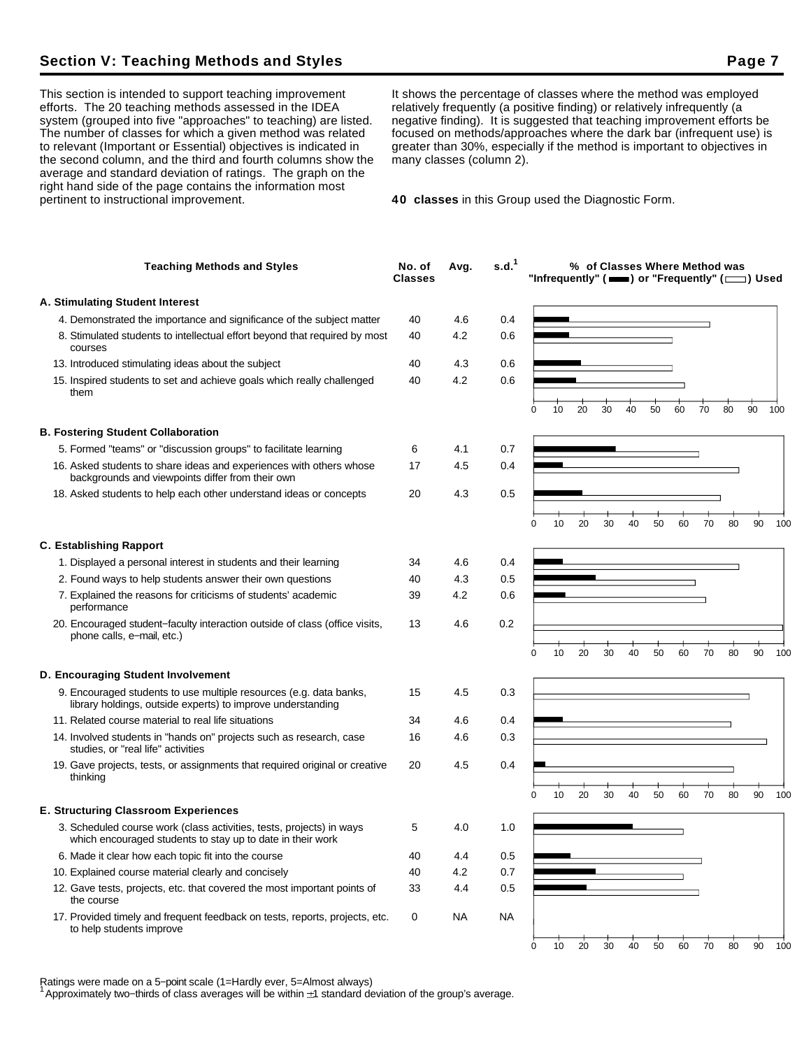## Section V: Teaching Methods and Styles

This section is intended to support teaching improvement efforts. The 20 teaching methods assessed in the IDEA system (grouped into five "approaches" to teaching) are listed. The number of classes for which a given method was related to relevant (Important or Essential) objectives is indicated in the second column, and the third and fourth columns show the average and standard deviation of ratings. The graph on the right hand side of the page contains the information most pertinent to instructional improvement.

It shows the percentage of classes where the method was employed relatively frequently (a positive finding) or relatively infrequently (a negative finding). It is suggested that teaching improvement efforts be focused on methods/approaches where the dark bar (infrequent use) is greater than 30%, especially if the method is important to objectives in many classes (column 2).

**40 classes** in this Group used the Diagnostic Form.

| Teaching Methods and Styles | No. of Classes | Avg. | s.d.[1] |
|---|---|---|---|
| **A. Stimulating Student Interest** | | | |
| 4. Demonstrated the importance and significance of the subject matter | 40 | 4.6 | 0.4 |
| 8. Stimulated students to intellectual effort beyond that required by most courses | 40 | 4.2 | 0.6 |
| 13. Introduced stimulating ideas about the subject | 40 | 4.3 | 0.6 |
| 15. Inspired students to set and achieve goals which really challenged them | 40 | 4.2 | 0.6 |
| **B. Fostering Student Collaboration** | | | |
| 5. Formed "teams" or "discussion groups" to facilitate learning | 6 | 4.1 | 0.7 |
| 16. Asked students to share ideas and experiences with others whose backgrounds and viewpoints differ from their own | 17 | 4.5 | 0.4 |
| 18. Asked students to help each other understand ideas or concepts | 20 | 4.3 | 0.5 |
| **C. Establishing Rapport** | | | |
| 1. Displayed a personal interest in students and their learning | 34 | 4.6 | 0.4 |
| 2. Found ways to help students answer their own questions | 40 | 4.3 | 0.5 |
| 7. Explained the reasons for criticisms of students' academic performance | 39 | 4.2 | 0.6 |
| 20. Encouraged student−faculty interaction outside of class (office visits, phone calls, e−mail, etc.) | 13 | 4.6 | 0.2 |
| **D. Encouraging Student Involvement** | | | |
| 9. Encouraged students to use multiple resources (e.g. data banks, library holdings, outside experts) to improve understanding | 15 | 4.5 | 0.3 |
| 11. Related course material to real life situations | 34 | 4.6 | 0.4 |
| 14. Involved students in "hands on" projects such as research, case studies, or "real life" activities | 16 | 4.6 | 0.3 |
| 19. Gave projects, tests, or assignments that required original or creative thinking | 20 | 4.5 | 0.4 |
| **E. Structuring Classroom Experiences** | | | |
| 3. Scheduled course work (class activities, tests, projects) in ways which encouraged students to stay up to date in their work | 5 | 4.0 | 1.0 |
| 6. Made it clear how each topic fit into the course | 40 | 4.4 | 0.5 |
| 10. Explained course material clearly and concisely | 40 | 4.2 | 0.7 |
| 12. Gave tests, projects, etc. that covered the most important points of the course | 33 | 4.4 | 0.5 |
| 17. Provided timely and frequent feedback on tests, reports, projects, etc. to help students improve | 0 | NA | NA |

% of Classes Where Method was "Infrequently" (dark bar) or "Frequently" (open bar) Used

Ratings were made on a 5−point scale (1=Hardly ever, 5=Almost always)

[1] Approximately two−thirds of class averages will be within ±1 standard deviation of the group's average.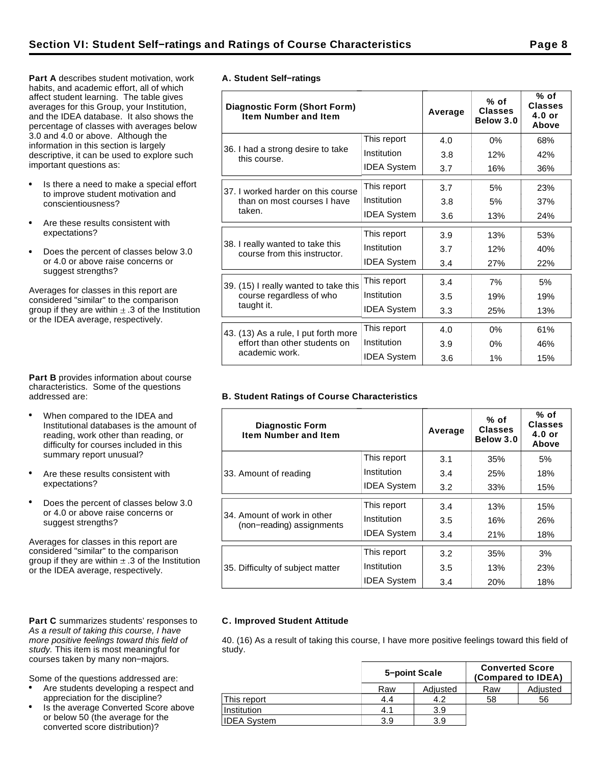## Section VI: Student Self−ratings and Ratings of Course Characteristics

**Part A** describes student motivation, work habits, and academic effort, all of which affect student learning. The table gives averages for this Group, your Institution, and the IDEA database. It also shows the percentage of classes with averages below 3.0 and 4.0 or above. Although the information in this section is largely descriptive, it can be used to explore such important questions as:

- Is there a need to make a special effort to improve student motivation and conscientiousness?
- Are these results consistent with expectations?
- Does the percent of classes below 3.0 or 4.0 or above raise concerns or suggest strengths?

Averages for classes in this report are considered "similar" to the comparison group if they are within $\pm$ .3 of the Institution or the IDEA average, respectively.

### A. Student Self−ratings

| Diagnostic Form (Short Form) Item Number and Item | | Average | % of Classes Below 3.0 | % of Classes 4.0 or Above |
|---|---|---|---|---|
| 36. I had a strong desire to take this course. | This report | 4.0 | 0% | 68% |
| | Institution | 3.8 | 12% | 42% |
| | IDEA System | 3.7 | 16% | 36% |
| 37. I worked harder on this course than on most courses I have taken. | This report | 3.7 | 5% | 23% |
| | Institution | 3.8 | 5% | 37% |
| | IDEA System | 3.6 | 13% | 24% |
| 38. I really wanted to take this course from this instructor. | This report | 3.9 | 13% | 53% |
| | Institution | 3.7 | 12% | 40% |
| | IDEA System | 3.4 | 27% | 22% |
| 39. (15) I really wanted to take this course regardless of who taught it. | This report | 3.4 | 7% | 5% |
| | Institution | 3.5 | 19% | 19% |
| | IDEA System | 3.3 | 25% | 13% |
| 43. (13) As a rule, I put forth more effort than other students on academic work. | This report | 4.0 | 0% | 61% |
| | Institution | 3.9 | 0% | 46% |
| | IDEA System | 3.6 | 1% | 15% |

**Part B** provides information about course characteristics. Some of the questions addressed are:

- When compared to the IDEA and Institutional databases is the amount of reading, work other than reading, or difficulty for courses included in this summary report unusual?
- Are these results consistent with expectations?
- Does the percent of classes below 3.0 or 4.0 or above raise concerns or suggest strengths?

Averages for classes in this report are considered "similar" to the comparison group if they are within $\pm$ .3 of the Institution or the IDEA average, respectively.

### B. Student Ratings of Course Characteristics

| Diagnostic Form Item Number and Item | | Average | % of Classes Below 3.0 | % of Classes 4.0 or Above |
|---|---|---|---|---|
| 33. Amount of reading | This report | 3.1 | 35% | 5% |
| | Institution | 3.4 | 25% | 18% |
| | IDEA System | 3.2 | 33% | 15% |
| 34. Amount of work in other (non−reading) assignments | This report | 3.4 | 13% | 15% |
| | Institution | 3.5 | 16% | 26% |
| | IDEA System | 3.4 | 21% | 18% |
| 35. Difficulty of subject matter | This report | 3.2 | 35% | 3% |
| | Institution | 3.5 | 13% | 23% |
| | IDEA System | 3.4 | 20% | 18% |

**Part C** summarizes students' responses to *As a result of taking this course, I have more positive feelings toward this field of study.* This item is most meaningful for courses taken by many non−majors.

Some of the questions addressed are:

- Are students developing a respect and appreciation for the discipline?
- Is the average Converted Score above or below 50 (the average for the converted score distribution)?

### C. Improved Student Attitude

40. (16) As a result of taking this course, I have more positive feelings toward this field of study.

| | 5−point Scale | | Converted Score (Compared to IDEA) | |
|---|---|---|---|---|
| | Raw | Adjusted | Raw | Adjusted |
| This report | 4.4 | 4.2 | 58 | 56 |
| Institution | 4.1 | 3.9 | | |
| IDEA System | 3.9 | 3.9 | | |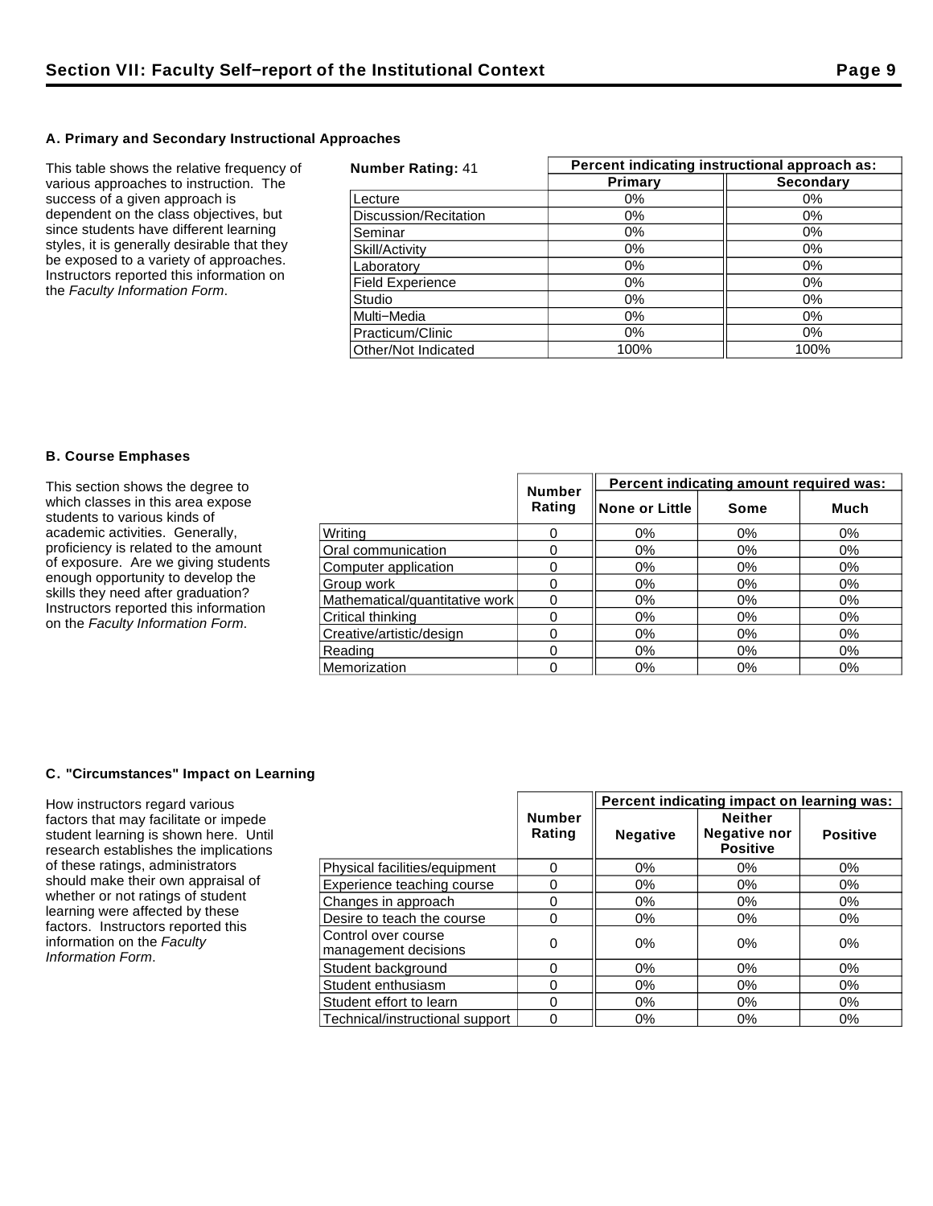## Section VII: Faculty Self–report of the Institutional Context

### A. Primary and Secondary Instructional Approaches

This table shows the relative frequency of various approaches to instruction. The success of a given approach is dependent on the class objectives, but since students have different learning styles, it is generally desirable that they be exposed to a variety of approaches. Instructors reported this information on the *Faculty Information Form*.

| **Number Rating:** 41 | Percent indicating instructional approach as: | |
|---|---|---|
| | **Primary** | **Secondary** |
| Lecture | 0% | 0% |
| Discussion/Recitation | 0% | 0% |
| Seminar | 0% | 0% |
| Skill/Activity | 0% | 0% |
| Laboratory | 0% | 0% |
| Field Experience | 0% | 0% |
| Studio | 0% | 0% |
| Multi–Media | 0% | 0% |
| Practicum/Clinic | 0% | 0% |
| Other/Not Indicated | 100% | 100% |

### B. Course Emphases

This section shows the degree to which classes in this area expose students to various kinds of academic activities. Generally, proficiency is related to the amount of exposure. Are we giving students enough opportunity to develop the skills they need after graduation? Instructors reported this information on the *Faculty Information Form*.

| | Number Rating | Percent indicating amount required was: | | |
|---|---|---|---|---|
| | | **None or Little** | **Some** | **Much** |
| Writing | 0 | 0% | 0% | 0% |
| Oral communication | 0 | 0% | 0% | 0% |
| Computer application | 0 | 0% | 0% | 0% |
| Group work | 0 | 0% | 0% | 0% |
| Mathematical/quantitative work | 0 | 0% | 0% | 0% |
| Critical thinking | 0 | 0% | 0% | 0% |
| Creative/artistic/design | 0 | 0% | 0% | 0% |
| Reading | 0 | 0% | 0% | 0% |
| Memorization | 0 | 0% | 0% | 0% |

### C. "Circumstances" Impact on Learning

How instructors regard various factors that may facilitate or impede student learning is shown here. Until research establishes the implications of these ratings, administrators should make their own appraisal of whether or not ratings of student learning were affected by these factors. Instructors reported this information on the *Faculty Information Form*.

| | Number Rating | Percent indicating impact on learning was: | | |
|---|---|---|---|---|
| | | **Negative** | **Neither Negative nor Positive** | **Positive** |
| Physical facilities/equipment | 0 | 0% | 0% | 0% |
| Experience teaching course | 0 | 0% | 0% | 0% |
| Changes in approach | 0 | 0% | 0% | 0% |
| Desire to teach the course | 0 | 0% | 0% | 0% |
| Control over course management decisions | 0 | 0% | 0% | 0% |
| Student background | 0 | 0% | 0% | 0% |
| Student enthusiasm | 0 | 0% | 0% | 0% |
| Student effort to learn | 0 | 0% | 0% | 0% |
| Technical/instructional support | 0 | 0% | 0% | 0% |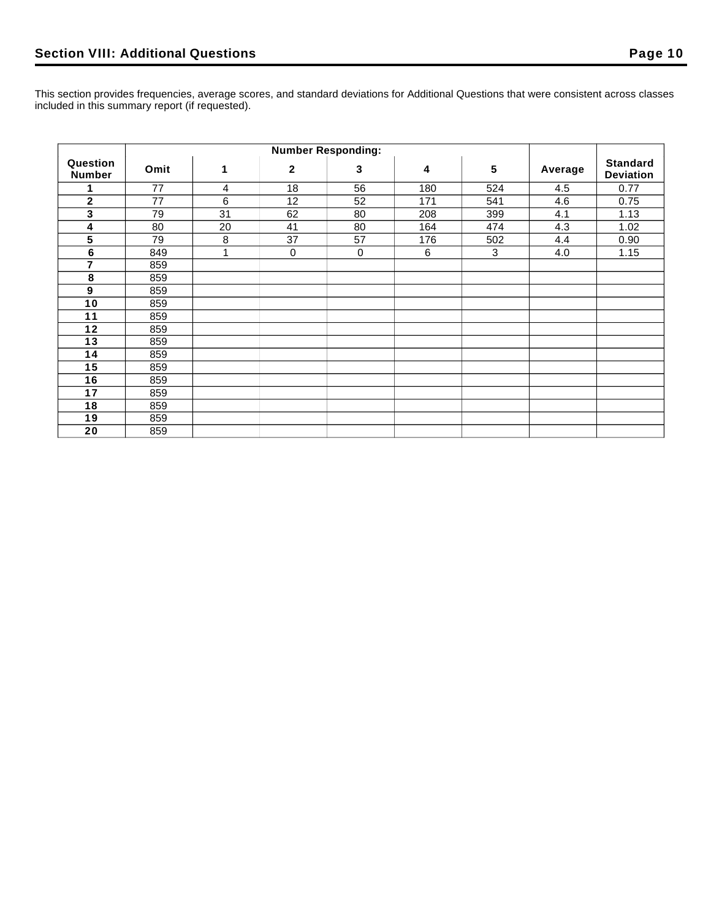## Section VIII: Additional Questions

This section provides frequencies, average scores, and standard deviations for Additional Questions that were consistent across classes included in this summary report (if requested).

| Question Number | Number Responding: | | | | | | Average | Standard Deviation |
|---|---|---|---|---|---|---|---|---|
| | Omit | 1 | 2 | 3 | 4 | 5 | | |
| **1** | 77 | 4 | 18 | 56 | 180 | 524 | 4.5 | 0.77 |
| **2** | 77 | 6 | 12 | 52 | 171 | 541 | 4.6 | 0.75 |
| **3** | 79 | 31 | 62 | 80 | 208 | 399 | 4.1 | 1.13 |
| **4** | 80 | 20 | 41 | 80 | 164 | 474 | 4.3 | 1.02 |
| **5** | 79 | 8 | 37 | 57 | 176 | 502 | 4.4 | 0.90 |
| **6** | 849 | 1 | 0 | 0 | 6 | 3 | 4.0 | 1.15 |
| **7** | 859 | | | | | | | |
| **8** | 859 | | | | | | | |
| **9** | 859 | | | | | | | |
| **10** | 859 | | | | | | | |
| **11** | 859 | | | | | | | |
| **12** | 859 | | | | | | | |
| **13** | 859 | | | | | | | |
| **14** | 859 | | | | | | | |
| **15** | 859 | | | | | | | |
| **16** | 859 | | | | | | | |
| **17** | 859 | | | | | | | |
| **18** | 859 | | | | | | | |
| **19** | 859 | | | | | | | |
| **20** | 859 | | | | | | | |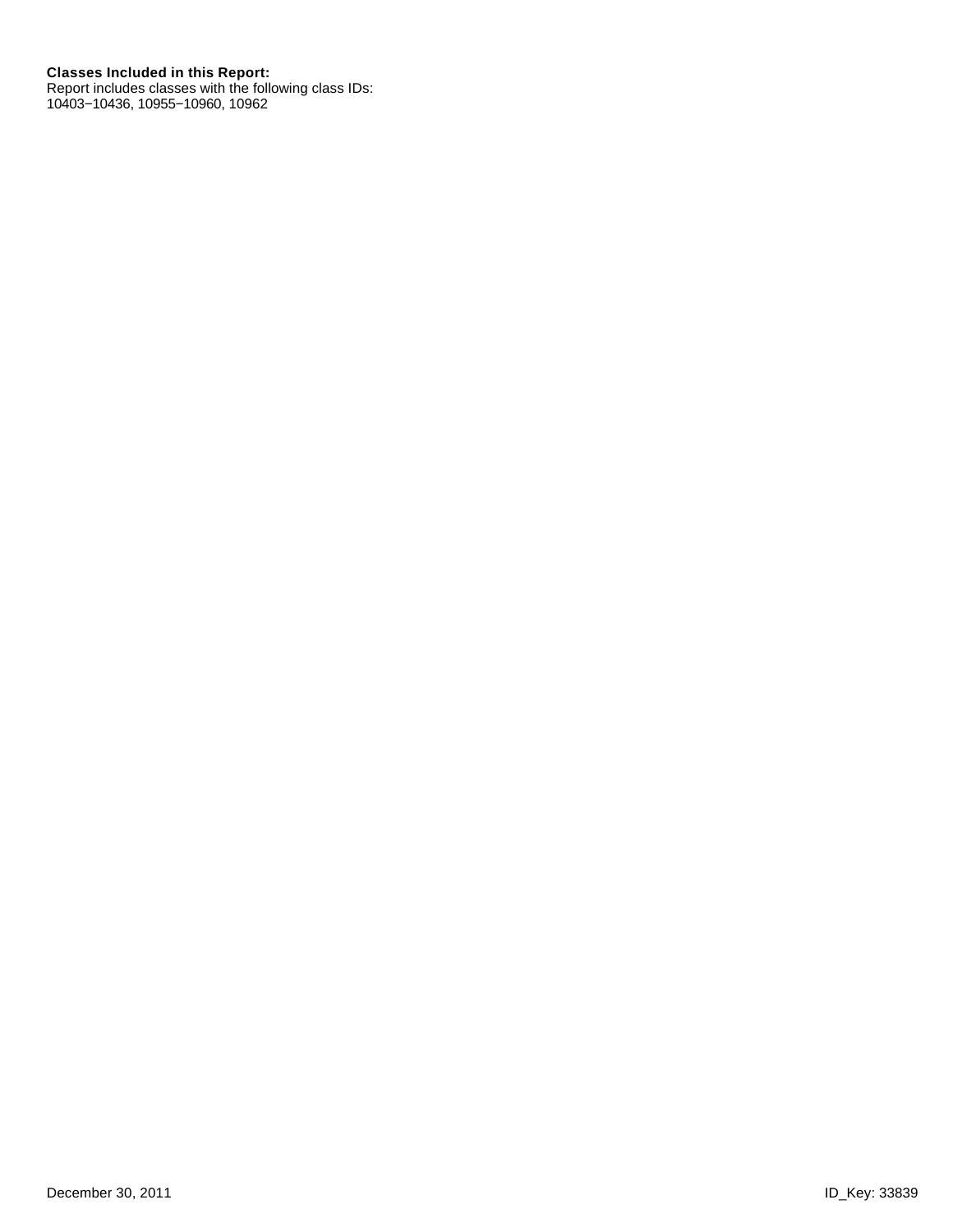**Classes Included in this Report:**
Report includes classes with the following class IDs:
10403−10436, 10955−10960, 10962